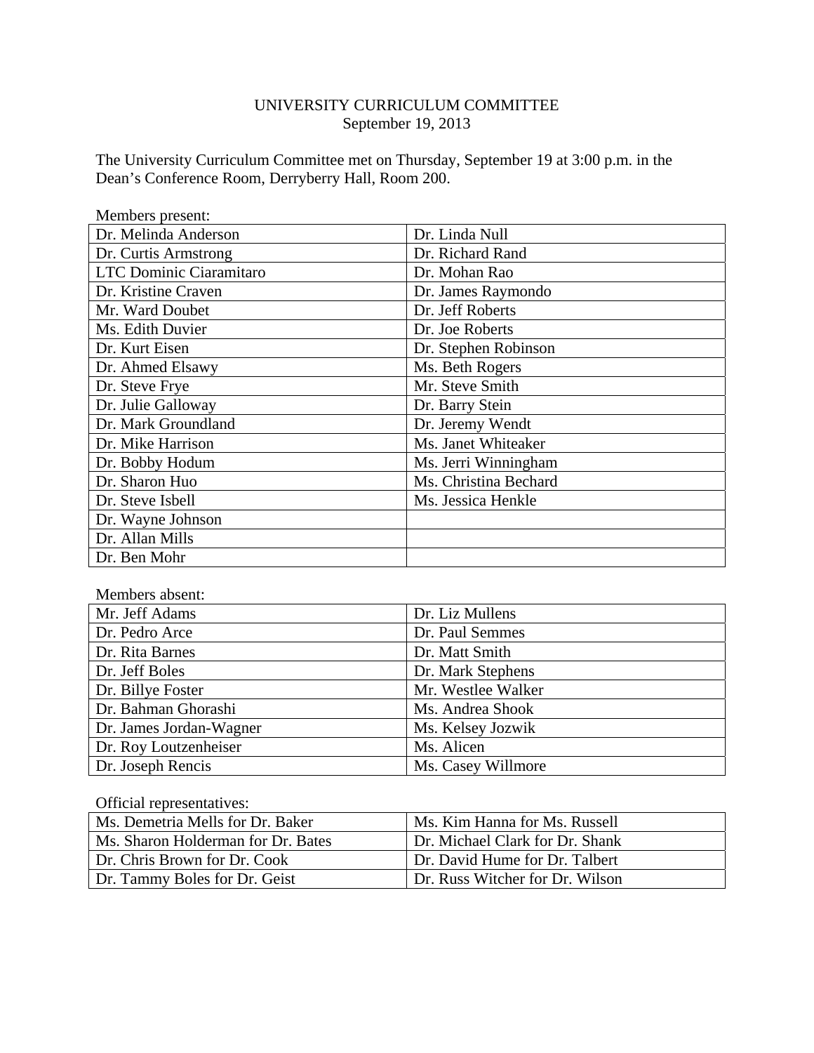UNIVERSITY CURRICULUM COMMITTEE
September 19, 2013

The University Curriculum Committee met on Thursday, September 19 at 3:00 p.m. in the Dean's Conference Room, Derryberry Hall, Room 200.

Members present:

| | |
|---|---|
| Dr. Melinda Anderson | Dr. Linda Null |
| Dr. Curtis Armstrong | Dr. Richard Rand |
| LTC Dominic Ciaramitaro | Dr. Mohan Rao |
| Dr. Kristine Craven | Dr. James Raymondo |
| Mr. Ward Doubet | Dr. Jeff Roberts |
| Ms. Edith Duvier | Dr. Joe Roberts |
| Dr. Kurt Eisen | Dr. Stephen Robinson |
| Dr. Ahmed Elsawy | Ms. Beth Rogers |
| Dr. Steve Frye | Mr. Steve Smith |
| Dr. Julie Galloway | Dr. Barry Stein |
| Dr. Mark Groundland | Dr. Jeremy Wendt |
| Dr. Mike Harrison | Ms. Janet Whiteaker |
| Dr. Bobby Hodum | Ms. Jerri Winningham |
| Dr. Sharon Huo | Ms. Christina Bechard |
| Dr. Steve Isbell | Ms. Jessica Henkle |
| Dr. Wayne Johnson | |
| Dr. Allan Mills | |
| Dr. Ben Mohr | |

Members absent:

| | |
|---|---|
| Mr. Jeff Adams | Dr. Liz Mullens |
| Dr. Pedro Arce | Dr. Paul Semmes |
| Dr. Rita Barnes | Dr. Matt Smith |
| Dr. Jeff Boles | Dr. Mark Stephens |
| Dr. Billye Foster | Mr. Westlee Walker |
| Dr. Bahman Ghorashi | Ms. Andrea Shook |
| Dr. James Jordan-Wagner | Ms. Kelsey Jozwik |
| Dr. Roy Loutzenheiser | Ms. Alicen |
| Dr. Joseph Rencis | Ms. Casey Willmore |

Official representatives:

| | |
|---|---|
| Ms. Demetria Mells for Dr. Baker | Ms. Kim Hanna for Ms. Russell |
| Ms. Sharon Holderman for Dr. Bates | Dr. Michael Clark for Dr. Shank |
| Dr. Chris Brown for Dr. Cook | Dr. David Hume for Dr. Talbert |
| Dr. Tammy Boles for Dr. Geist | Dr. Russ Witcher for Dr. Wilson |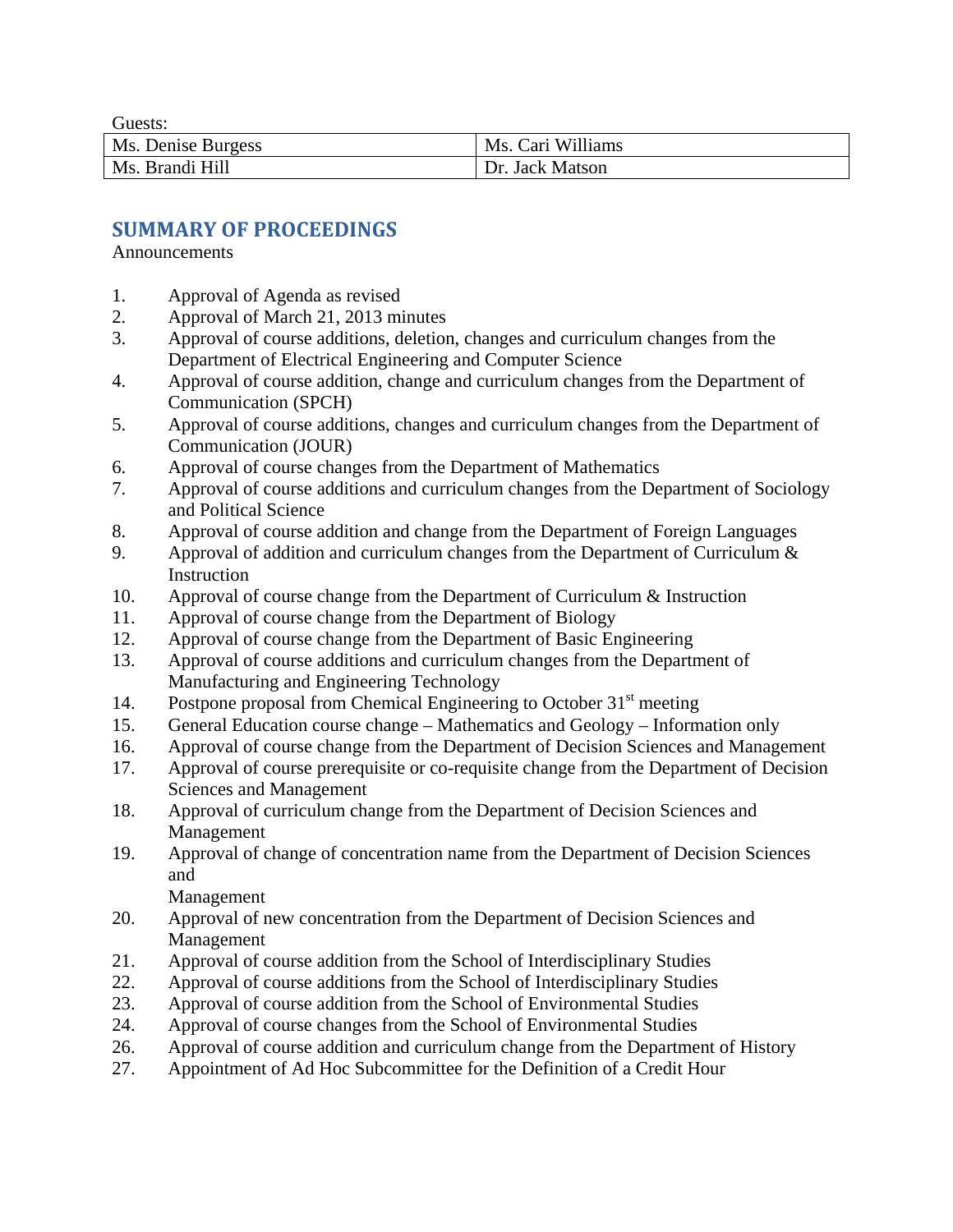Guests:

| Ms. Denise Burgess | Ms. Cari Williams |
|---|---|
| Ms. Brandi Hill | Dr. Jack Matson |

## SUMMARY OF PROCEEDINGS

Announcements

1. Approval of Agenda as revised
2. Approval of March 21, 2013 minutes
3. Approval of course additions, deletion, changes and curriculum changes from the Department of Electrical Engineering and Computer Science
4. Approval of course addition, change and curriculum changes from the Department of Communication (SPCH)
5. Approval of course additions, changes and curriculum changes from the Department of Communication (JOUR)
6. Approval of course changes from the Department of Mathematics
7. Approval of course additions and curriculum changes from the Department of Sociology and Political Science
8. Approval of course addition and change from the Department of Foreign Languages
9. Approval of addition and curriculum changes from the Department of Curriculum & Instruction
10. Approval of course change from the Department of Curriculum & Instruction
11. Approval of course change from the Department of Biology
12. Approval of course change from the Department of Basic Engineering
13. Approval of course additions and curriculum changes from the Department of Manufacturing and Engineering Technology
14. Postpone proposal from Chemical Engineering to October 31st meeting
15. General Education course change – Mathematics and Geology – Information only
16. Approval of course change from the Department of Decision Sciences and Management
17. Approval of course prerequisite or co-requisite change from the Department of Decision Sciences and Management
18. Approval of curriculum change from the Department of Decision Sciences and Management
19. Approval of change of concentration name from the Department of Decision Sciences and Management
20. Approval of new concentration from the Department of Decision Sciences and Management
21. Approval of course addition from the School of Interdisciplinary Studies
22. Approval of course additions from the School of Interdisciplinary Studies
23. Approval of course addition from the School of Environmental Studies
24. Approval of course changes from the School of Environmental Studies
26. Approval of course addition and curriculum change from the Department of History
27. Appointment of Ad Hoc Subcommittee for the Definition of a Credit Hour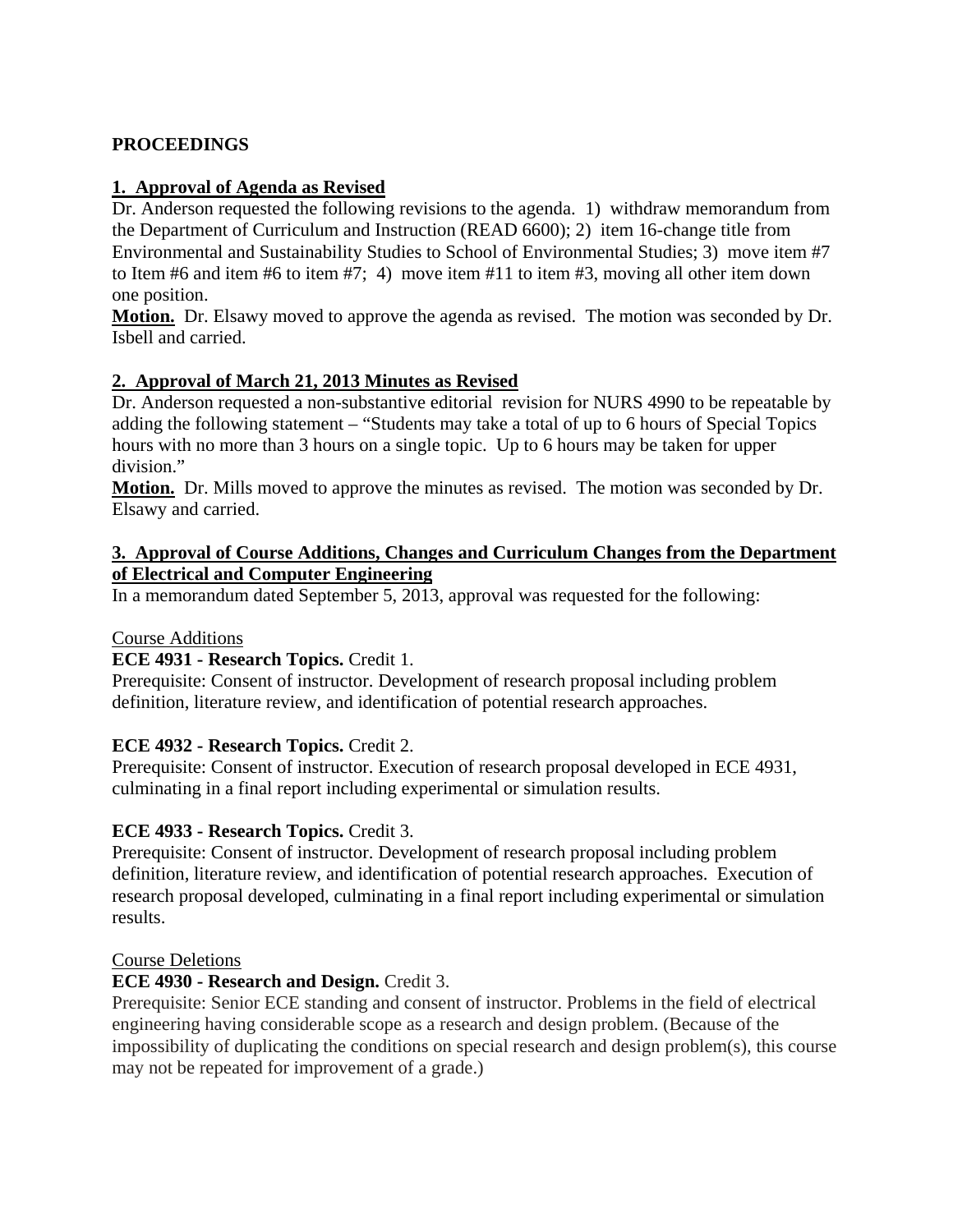**PROCEEDINGS**

**1. Approval of Agenda as Revised**

Dr. Anderson requested the following revisions to the agenda. 1) withdraw memorandum from the Department of Curriculum and Instruction (READ 6600); 2) item 16-change title from Environmental and Sustainability Studies to School of Environmental Studies; 3) move item #7 to Item #6 and item #6 to item #7; 4) move item #11 to item #3, moving all other item down one position.

**Motion.** Dr. Elsawy moved to approve the agenda as revised. The motion was seconded by Dr. Isbell and carried.

**2. Approval of March 21, 2013 Minutes as Revised**

Dr. Anderson requested a non-substantive editorial revision for NURS 4990 to be repeatable by adding the following statement – "Students may take a total of up to 6 hours of Special Topics hours with no more than 3 hours on a single topic. Up to 6 hours may be taken for upper division."

**Motion.** Dr. Mills moved to approve the minutes as revised. The motion was seconded by Dr. Elsawy and carried.

**3. Approval of Course Additions, Changes and Curriculum Changes from the Department of Electrical and Computer Engineering**

In a memorandum dated September 5, 2013, approval was requested for the following:

Course Additions

**ECE 4931 - Research Topics.** Credit 1.
Prerequisite: Consent of instructor. Development of research proposal including problem definition, literature review, and identification of potential research approaches.

**ECE 4932 - Research Topics.** Credit 2.
Prerequisite: Consent of instructor. Execution of research proposal developed in ECE 4931, culminating in a final report including experimental or simulation results.

**ECE 4933 - Research Topics.** Credit 3.
Prerequisite: Consent of instructor. Development of research proposal including problem definition, literature review, and identification of potential research approaches. Execution of research proposal developed, culminating in a final report including experimental or simulation results.

Course Deletions

**ECE 4930 - Research and Design.** Credit 3.
Prerequisite: Senior ECE standing and consent of instructor. Problems in the field of electrical engineering having considerable scope as a research and design problem. (Because of the impossibility of duplicating the conditions on special research and design problem(s), this course may not be repeated for improvement of a grade.)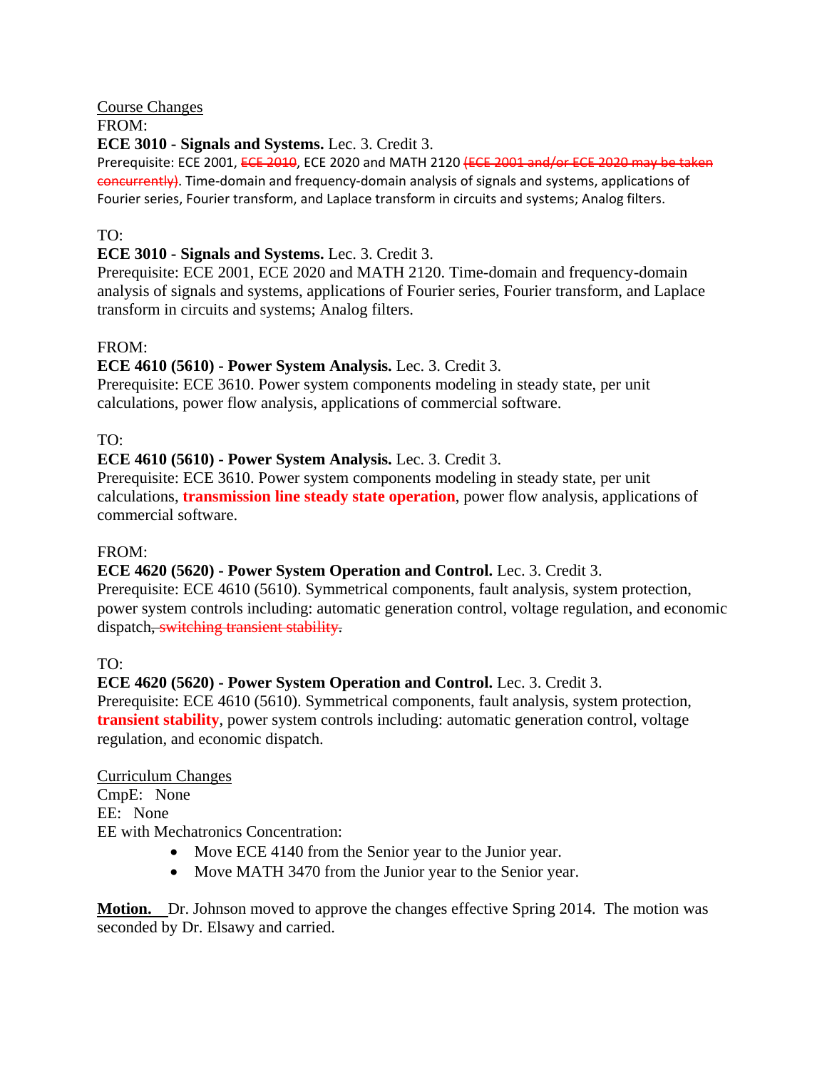Course Changes

FROM:

**ECE 3010 - Signals and Systems.** Lec. 3. Credit 3.
Prerequisite: ECE 2001, ~~ECE 2010~~, ECE 2020 and MATH 2120 ~~(ECE 2001 and/or ECE 2020 may be taken concurrently)~~. Time-domain and frequency-domain analysis of signals and systems, applications of Fourier series, Fourier transform, and Laplace transform in circuits and systems; Analog filters.

TO:

**ECE 3010 - Signals and Systems.** Lec. 3. Credit 3.
Prerequisite: ECE 2001, ECE 2020 and MATH 2120. Time-domain and frequency-domain analysis of signals and systems, applications of Fourier series, Fourier transform, and Laplace transform in circuits and systems; Analog filters.

FROM:

**ECE 4610 (5610) - Power System Analysis.** Lec. 3. Credit 3.
Prerequisite: ECE 3610. Power system components modeling in steady state, per unit calculations, power flow analysis, applications of commercial software.

TO:

**ECE 4610 (5610) - Power System Analysis.** Lec. 3. Credit 3.
Prerequisite: ECE 3610. Power system components modeling in steady state, per unit calculations, **transmission line steady state operation**, power flow analysis, applications of commercial software.

FROM:

**ECE 4620 (5620) - Power System Operation and Control.** Lec. 3. Credit 3.
Prerequisite: ECE 4610 (5610). Symmetrical components, fault analysis, system protection, power system controls including: automatic generation control, voltage regulation, and economic dispatch~~, switching transient stability.~~

TO:

**ECE 4620 (5620) - Power System Operation and Control.** Lec. 3. Credit 3.
Prerequisite: ECE 4610 (5610). Symmetrical components, fault analysis, system protection, **transient stability**, power system controls including: automatic generation control, voltage regulation, and economic dispatch.

Curriculum Changes

CmpE: None

EE: None

EE with Mechatronics Concentration:

- Move ECE 4140 from the Senior year to the Junior year.
- Move MATH 3470 from the Junior year to the Senior year.

**Motion.** Dr. Johnson moved to approve the changes effective Spring 2014. The motion was seconded by Dr. Elsawy and carried.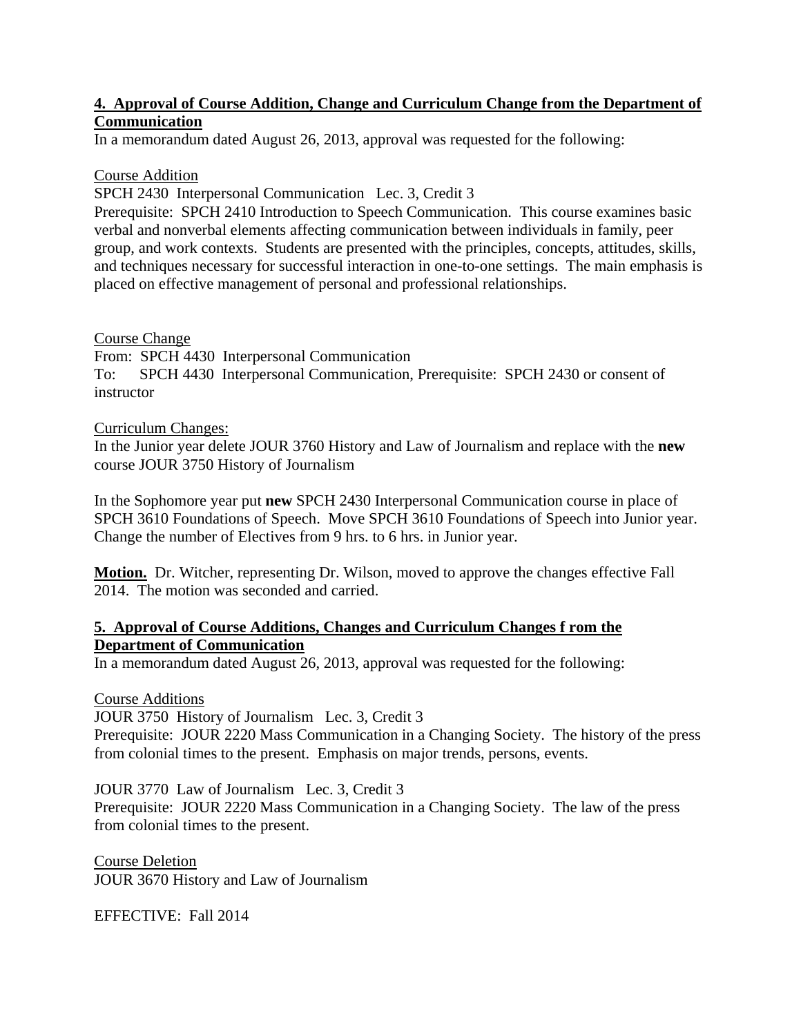**4. Approval of Course Addition, Change and Curriculum Change from the Department of Communication**

In a memorandum dated August 26, 2013, approval was requested for the following:

Course Addition

SPCH 2430 Interpersonal Communication Lec. 3, Credit 3

Prerequisite: SPCH 2410 Introduction to Speech Communication. This course examines basic verbal and nonverbal elements affecting communication between individuals in family, peer group, and work contexts. Students are presented with the principles, concepts, attitudes, skills, and techniques necessary for successful interaction in one-to-one settings. The main emphasis is placed on effective management of personal and professional relationships.

Course Change

From: SPCH 4430 Interpersonal Communication

To: SPCH 4430 Interpersonal Communication, Prerequisite: SPCH 2430 or consent of instructor

Curriculum Changes:

In the Junior year delete JOUR 3760 History and Law of Journalism and replace with the **new** course JOUR 3750 History of Journalism

In the Sophomore year put **new** SPCH 2430 Interpersonal Communication course in place of SPCH 3610 Foundations of Speech. Move SPCH 3610 Foundations of Speech into Junior year. Change the number of Electives from 9 hrs. to 6 hrs. in Junior year.

**Motion.** Dr. Witcher, representing Dr. Wilson, moved to approve the changes effective Fall 2014. The motion was seconded and carried.

**5. Approval of Course Additions, Changes and Curriculum Changes f rom the Department of Communication**

In a memorandum dated August 26, 2013, approval was requested for the following:

Course Additions

JOUR 3750 History of Journalism Lec. 3, Credit 3

Prerequisite: JOUR 2220 Mass Communication in a Changing Society. The history of the press from colonial times to the present. Emphasis on major trends, persons, events.

JOUR 3770 Law of Journalism Lec. 3, Credit 3

Prerequisite: JOUR 2220 Mass Communication in a Changing Society. The law of the press from colonial times to the present.

Course Deletion

JOUR 3670 History and Law of Journalism

EFFECTIVE: Fall 2014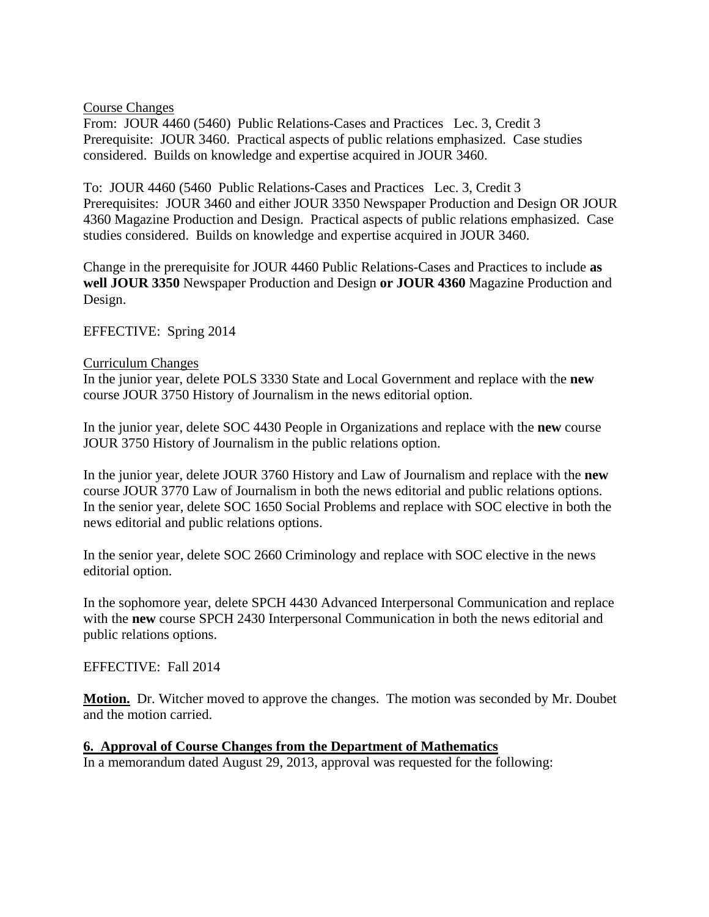Course Changes
From: JOUR 4460 (5460) Public Relations-Cases and Practices Lec. 3, Credit 3
Prerequisite: JOUR 3460. Practical aspects of public relations emphasized. Case studies considered. Builds on knowledge and expertise acquired in JOUR 3460.

To: JOUR 4460 (5460 Public Relations-Cases and Practices Lec. 3, Credit 3
Prerequisites: JOUR 3460 and either JOUR 3350 Newspaper Production and Design OR JOUR 4360 Magazine Production and Design. Practical aspects of public relations emphasized. Case studies considered. Builds on knowledge and expertise acquired in JOUR 3460.

Change in the prerequisite for JOUR 4460 Public Relations-Cases and Practices to include **as well JOUR 3350** Newspaper Production and Design **or JOUR 4360** Magazine Production and Design.

EFFECTIVE: Spring 2014

Curriculum Changes
In the junior year, delete POLS 3330 State and Local Government and replace with the **new** course JOUR 3750 History of Journalism in the news editorial option.

In the junior year, delete SOC 4430 People in Organizations and replace with the **new** course JOUR 3750 History of Journalism in the public relations option.

In the junior year, delete JOUR 3760 History and Law of Journalism and replace with the **new** course JOUR 3770 Law of Journalism in both the news editorial and public relations options.
In the senior year, delete SOC 1650 Social Problems and replace with SOC elective in both the news editorial and public relations options.

In the senior year, delete SOC 2660 Criminology and replace with SOC elective in the news editorial option.

In the sophomore year, delete SPCH 4430 Advanced Interpersonal Communication and replace with the **new** course SPCH 2430 Interpersonal Communication in both the news editorial and public relations options.

EFFECTIVE: Fall 2014

**Motion.** Dr. Witcher moved to approve the changes. The motion was seconded by Mr. Doubet and the motion carried.

**6. Approval of Course Changes from the Department of Mathematics**
In a memorandum dated August 29, 2013, approval was requested for the following: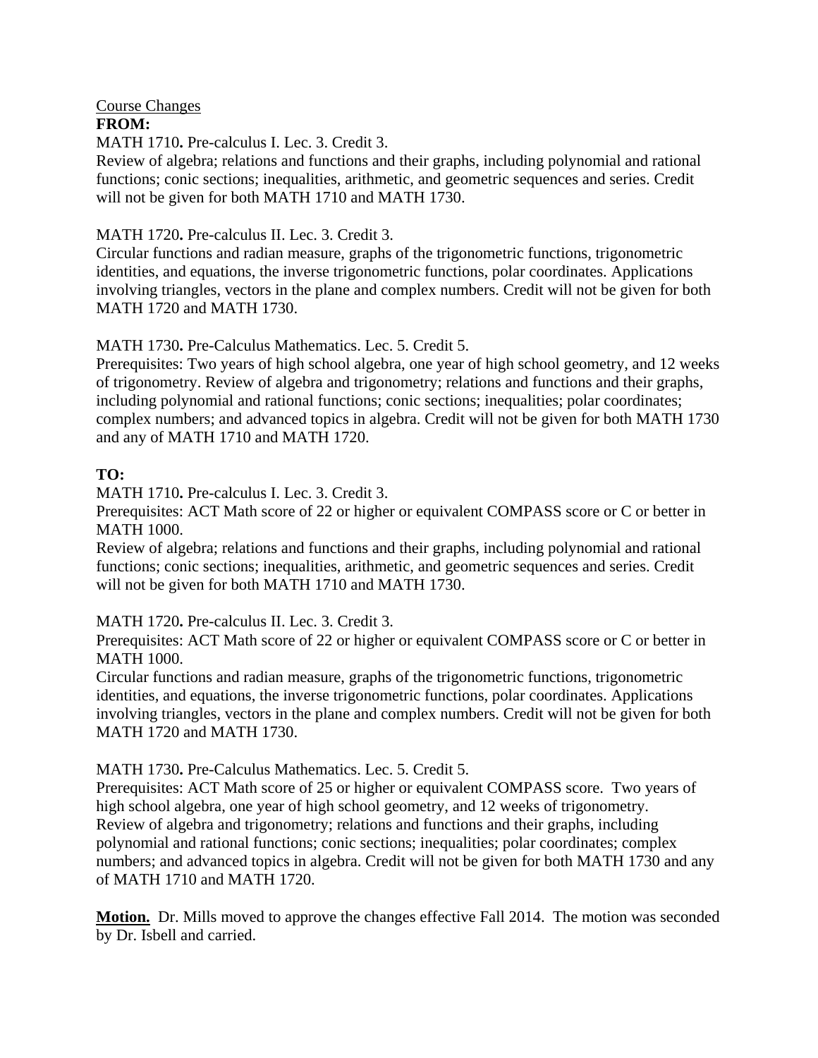Course Changes

**FROM:**

MATH 1710**.** Pre-calculus I. Lec. 3. Credit 3.
Review of algebra; relations and functions and their graphs, including polynomial and rational functions; conic sections; inequalities, arithmetic, and geometric sequences and series. Credit will not be given for both MATH 1710 and MATH 1730.

MATH 1720**.** Pre-calculus II. Lec. 3. Credit 3.
Circular functions and radian measure, graphs of the trigonometric functions, trigonometric identities, and equations, the inverse trigonometric functions, polar coordinates. Applications involving triangles, vectors in the plane and complex numbers. Credit will not be given for both MATH 1720 and MATH 1730.

MATH 1730**.** Pre-Calculus Mathematics. Lec. 5. Credit 5.
Prerequisites: Two years of high school algebra, one year of high school geometry, and 12 weeks of trigonometry. Review of algebra and trigonometry; relations and functions and their graphs, including polynomial and rational functions; conic sections; inequalities; polar coordinates; complex numbers; and advanced topics in algebra. Credit will not be given for both MATH 1730 and any of MATH 1710 and MATH 1720.

**TO:**

MATH 1710**.** Pre-calculus I. Lec. 3. Credit 3.
Prerequisites: ACT Math score of 22 or higher or equivalent COMPASS score or C or better in MATH 1000.
Review of algebra; relations and functions and their graphs, including polynomial and rational functions; conic sections; inequalities, arithmetic, and geometric sequences and series. Credit will not be given for both MATH 1710 and MATH 1730.

MATH 1720**.** Pre-calculus II. Lec. 3. Credit 3.
Prerequisites: ACT Math score of 22 or higher or equivalent COMPASS score or C or better in MATH 1000.
Circular functions and radian measure, graphs of the trigonometric functions, trigonometric identities, and equations, the inverse trigonometric functions, polar coordinates. Applications involving triangles, vectors in the plane and complex numbers. Credit will not be given for both MATH 1720 and MATH 1730.

MATH 1730**.** Pre-Calculus Mathematics. Lec. 5. Credit 5.
Prerequisites: ACT Math score of 25 or higher or equivalent COMPASS score. Two years of high school algebra, one year of high school geometry, and 12 weeks of trigonometry.
Review of algebra and trigonometry; relations and functions and their graphs, including polynomial and rational functions; conic sections; inequalities; polar coordinates; complex numbers; and advanced topics in algebra. Credit will not be given for both MATH 1730 and any of MATH 1710 and MATH 1720.

**Motion.** Dr. Mills moved to approve the changes effective Fall 2014. The motion was seconded by Dr. Isbell and carried.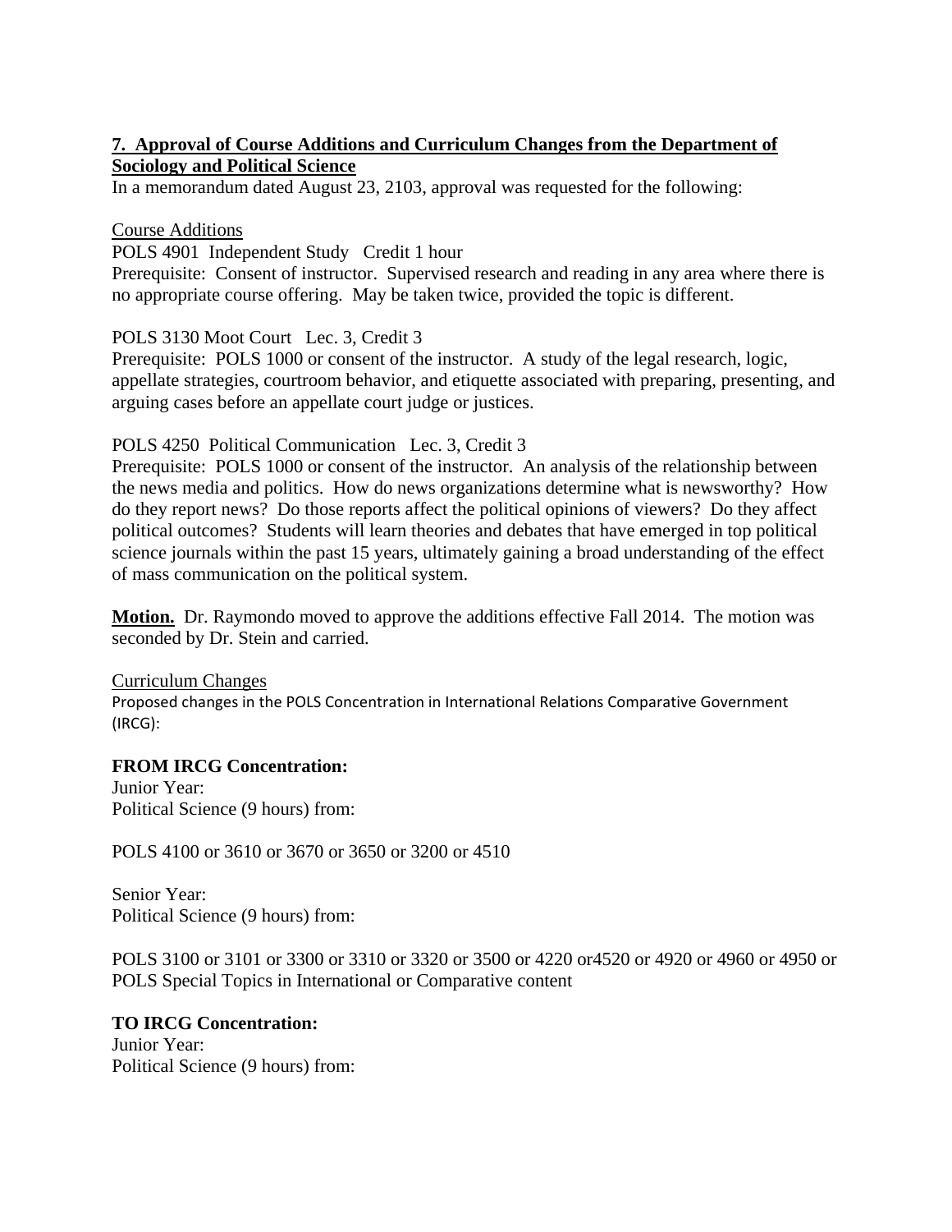**7. Approval of Course Additions and Curriculum Changes from the Department of Sociology and Political Science**

In a memorandum dated August 23, 2103, approval was requested for the following:

Course Additions

POLS 4901 Independent Study Credit 1 hour

Prerequisite: Consent of instructor. Supervised research and reading in any area where there is no appropriate course offering. May be taken twice, provided the topic is different.

POLS 3130 Moot Court Lec. 3, Credit 3

Prerequisite: POLS 1000 or consent of the instructor. A study of the legal research, logic, appellate strategies, courtroom behavior, and etiquette associated with preparing, presenting, and arguing cases before an appellate court judge or justices.

POLS 4250 Political Communication Lec. 3, Credit 3

Prerequisite: POLS 1000 or consent of the instructor. An analysis of the relationship between the news media and politics. How do news organizations determine what is newsworthy? How do they report news? Do those reports affect the political opinions of viewers? Do they affect political outcomes? Students will learn theories and debates that have emerged in top political science journals within the past 15 years, ultimately gaining a broad understanding of the effect of mass communication on the political system.

**Motion.** Dr. Raymondo moved to approve the additions effective Fall 2014. The motion was seconded by Dr. Stein and carried.

Curriculum Changes

Proposed changes in the POLS Concentration in International Relations Comparative Government (IRCG):

**FROM IRCG Concentration:**

Junior Year:
Political Science (9 hours) from:

POLS 4100 or 3610 or 3670 or 3650 or 3200 or 4510

Senior Year:
Political Science (9 hours) from:

POLS 3100 or 3101 or 3300 or 3310 or 3320 or 3500 or 4220 or4520 or 4920 or 4960 or 4950 or POLS Special Topics in International or Comparative content

**TO IRCG Concentration:**

Junior Year:
Political Science (9 hours) from: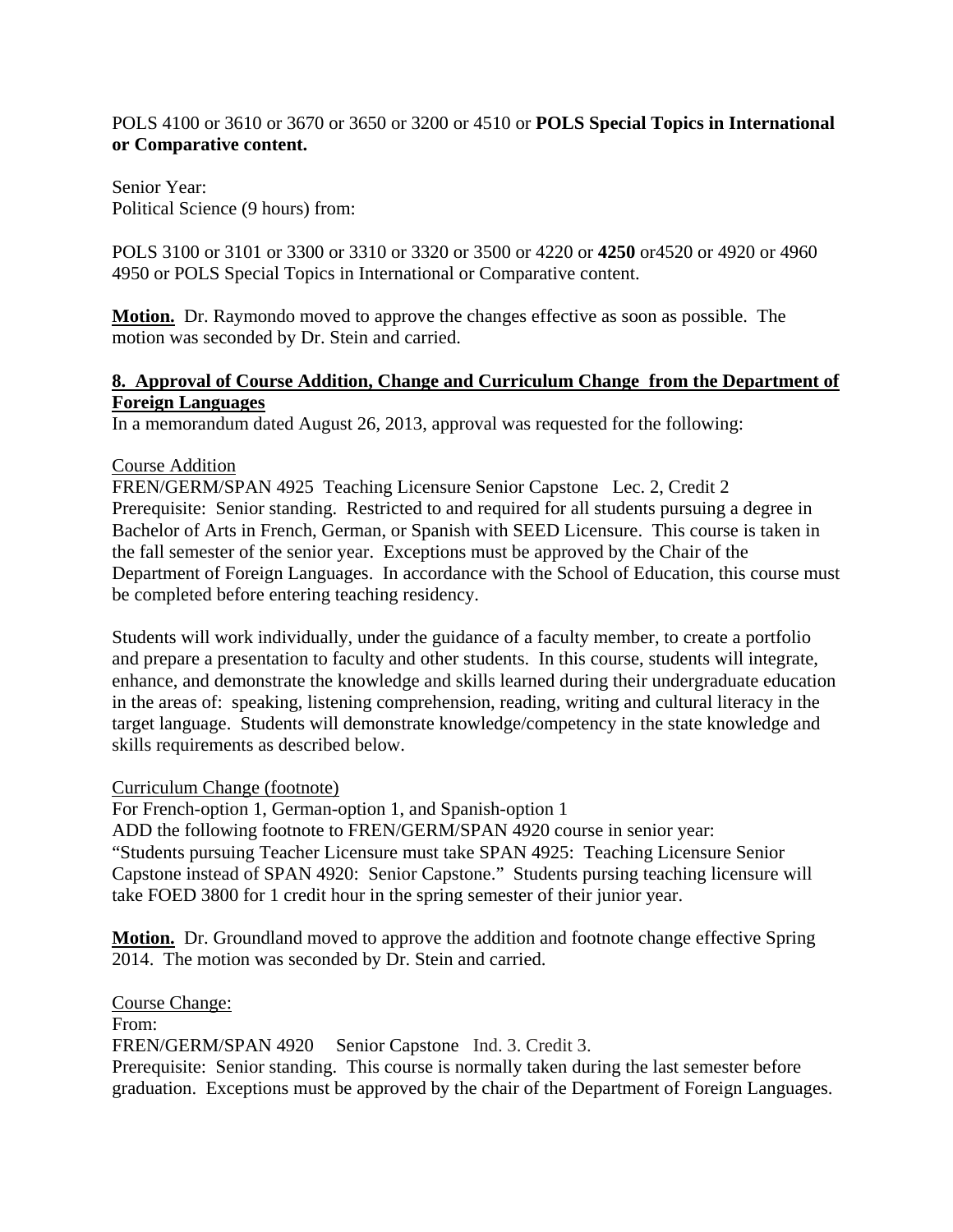POLS 4100 or 3610 or 3670 or 3650 or 3200 or 4510 or **POLS Special Topics in International or Comparative content.**

Senior Year:
Political Science (9 hours) from:

POLS 3100 or 3101 or 3300 or 3310 or 3320 or 3500 or 4220 or **4250** or4520 or 4920 or 4960 4950 or POLS Special Topics in International or Comparative content.

**Motion.** Dr. Raymondo moved to approve the changes effective as soon as possible. The motion was seconded by Dr. Stein and carried.

**8. Approval of Course Addition, Change and Curriculum Change from the Department of Foreign Languages**

In a memorandum dated August 26, 2013, approval was requested for the following:

Course Addition
FREN/GERM/SPAN 4925 Teaching Licensure Senior Capstone Lec. 2, Credit 2
Prerequisite: Senior standing. Restricted to and required for all students pursuing a degree in Bachelor of Arts in French, German, or Spanish with SEED Licensure. This course is taken in the fall semester of the senior year. Exceptions must be approved by the Chair of the Department of Foreign Languages. In accordance with the School of Education, this course must be completed before entering teaching residency.

Students will work individually, under the guidance of a faculty member, to create a portfolio and prepare a presentation to faculty and other students. In this course, students will integrate, enhance, and demonstrate the knowledge and skills learned during their undergraduate education in the areas of: speaking, listening comprehension, reading, writing and cultural literacy in the target language. Students will demonstrate knowledge/competency in the state knowledge and skills requirements as described below.

Curriculum Change (footnote)
For French-option 1, German-option 1, and Spanish-option 1
ADD the following footnote to FREN/GERM/SPAN 4920 course in senior year:
"Students pursuing Teacher Licensure must take SPAN 4925: Teaching Licensure Senior Capstone instead of SPAN 4920: Senior Capstone." Students pursing teaching licensure will take FOED 3800 for 1 credit hour in the spring semester of their junior year.

**Motion.** Dr. Groundland moved to approve the addition and footnote change effective Spring 2014. The motion was seconded by Dr. Stein and carried.

Course Change:
From:
FREN/GERM/SPAN 4920 Senior Capstone Ind. 3. Credit 3.
Prerequisite: Senior standing. This course is normally taken during the last semester before graduation. Exceptions must be approved by the chair of the Department of Foreign Languages.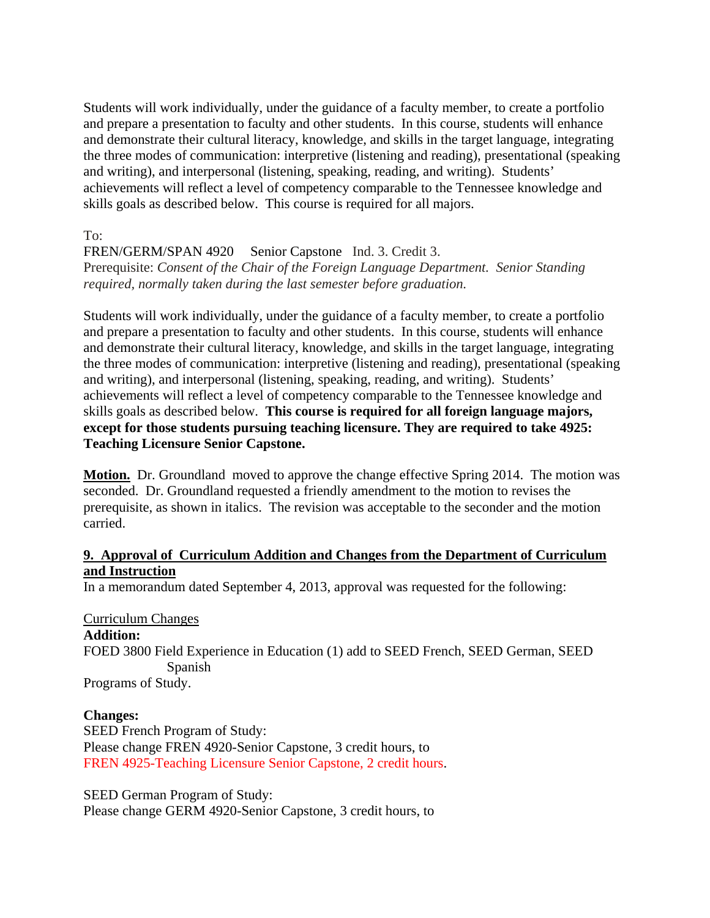Students will work individually, under the guidance of a faculty member, to create a portfolio and prepare a presentation to faculty and other students. In this course, students will enhance and demonstrate their cultural literacy, knowledge, and skills in the target language, integrating the three modes of communication: interpretive (listening and reading), presentational (speaking and writing), and interpersonal (listening, speaking, reading, and writing). Students' achievements will reflect a level of competency comparable to the Tennessee knowledge and skills goals as described below. This course is required for all majors.

To:
FREN/GERM/SPAN 4920 Senior Capstone Ind. 3. Credit 3.
Prerequisite: *Consent of the Chair of the Foreign Language Department. Senior Standing required, normally taken during the last semester before graduation.*

Students will work individually, under the guidance of a faculty member, to create a portfolio and prepare a presentation to faculty and other students. In this course, students will enhance and demonstrate their cultural literacy, knowledge, and skills in the target language, integrating the three modes of communication: interpretive (listening and reading), presentational (speaking and writing), and interpersonal (listening, speaking, reading, and writing). Students' achievements will reflect a level of competency comparable to the Tennessee knowledge and skills goals as described below. **This course is required for all foreign language majors, except for those students pursuing teaching licensure. They are required to take 4925: Teaching Licensure Senior Capstone.**

**Motion.** Dr. Groundland moved to approve the change effective Spring 2014. The motion was seconded. Dr. Groundland requested a friendly amendment to the motion to revises the prerequisite, as shown in italics. The revision was acceptable to the seconder and the motion carried.

**9. Approval of Curriculum Addition and Changes from the Department of Curriculum and Instruction**

In a memorandum dated September 4, 2013, approval was requested for the following:

Curriculum Changes

**Addition:**

FOED 3800 Field Experience in Education (1) add to SEED French, SEED German, SEED Spanish
Programs of Study.

**Changes:**

SEED French Program of Study:
Please change FREN 4920-Senior Capstone, 3 credit hours, to
FREN 4925-Teaching Licensure Senior Capstone, 2 credit hours.

SEED German Program of Study:
Please change GERM 4920-Senior Capstone, 3 credit hours, to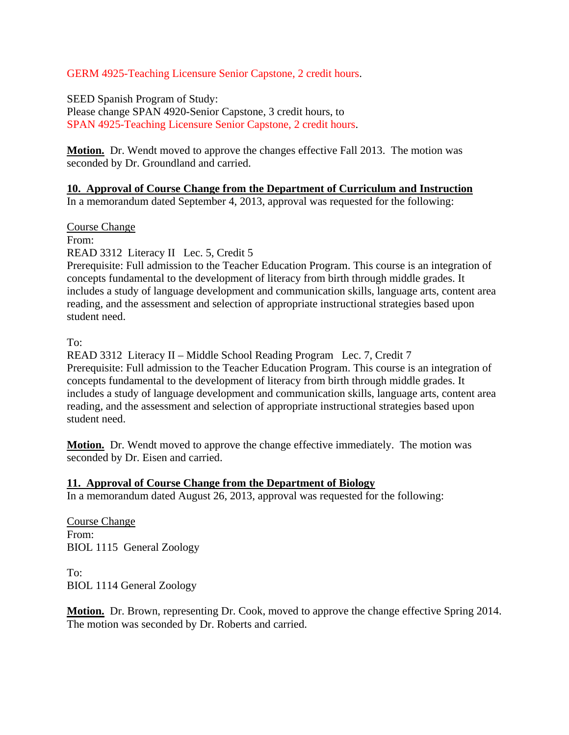GERM 4925-Teaching Licensure Senior Capstone, 2 credit hours.

SEED Spanish Program of Study:
Please change SPAN 4920-Senior Capstone, 3 credit hours, to
SPAN 4925-Teaching Licensure Senior Capstone, 2 credit hours.

**Motion.** Dr. Wendt moved to approve the changes effective Fall 2013. The motion was seconded by Dr. Groundland and carried.

**10. Approval of Course Change from the Department of Curriculum and Instruction**

In a memorandum dated September 4, 2013, approval was requested for the following:

Course Change

From:
READ 3312 Literacy II Lec. 5, Credit 5
Prerequisite: Full admission to the Teacher Education Program. This course is an integration of concepts fundamental to the development of literacy from birth through middle grades. It includes a study of language development and communication skills, language arts, content area reading, and the assessment and selection of appropriate instructional strategies based upon student need.

To:
READ 3312 Literacy II – Middle School Reading Program Lec. 7, Credit 7
Prerequisite: Full admission to the Teacher Education Program. This course is an integration of concepts fundamental to the development of literacy from birth through middle grades. It includes a study of language development and communication skills, language arts, content area reading, and the assessment and selection of appropriate instructional strategies based upon student need.

**Motion.** Dr. Wendt moved to approve the change effective immediately. The motion was seconded by Dr. Eisen and carried.

**11. Approval of Course Change from the Department of Biology**

In a memorandum dated August 26, 2013, approval was requested for the following:

Course Change

From:
BIOL 1115 General Zoology

To:
BIOL 1114 General Zoology

**Motion.** Dr. Brown, representing Dr. Cook, moved to approve the change effective Spring 2014. The motion was seconded by Dr. Roberts and carried.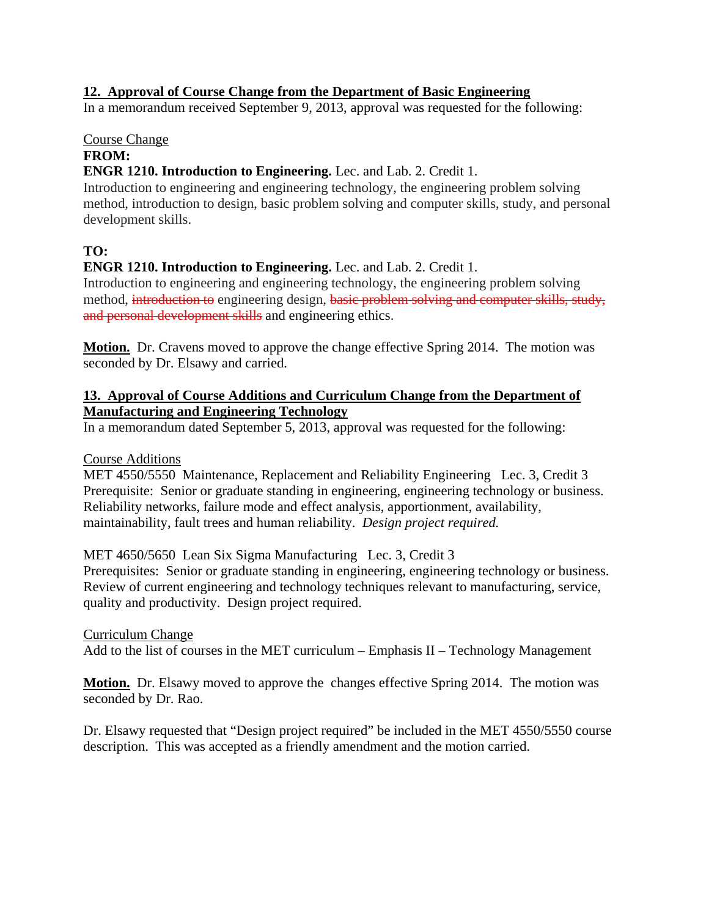**12. Approval of Course Change from the Department of Basic Engineering**

In a memorandum received September 9, 2013, approval was requested for the following:

Course Change

**FROM:**

**ENGR 1210. Introduction to Engineering.** Lec. and Lab. 2. Credit 1.
Introduction to engineering and engineering technology, the engineering problem solving method, introduction to design, basic problem solving and computer skills, study, and personal development skills.

**TO:**

**ENGR 1210. Introduction to Engineering.** Lec. and Lab. 2. Credit 1.
Introduction to engineering and engineering technology, the engineering problem solving method, ~~introduction to~~ engineering design, ~~basic problem solving and computer skills, study, and personal development skills~~ and engineering ethics.

**Motion.** Dr. Cravens moved to approve the change effective Spring 2014. The motion was seconded by Dr. Elsawy and carried.

**13. Approval of Course Additions and Curriculum Change from the Department of Manufacturing and Engineering Technology**

In a memorandum dated September 5, 2013, approval was requested for the following:

Course Additions

MET 4550/5550 Maintenance, Replacement and Reliability Engineering Lec. 3, Credit 3
Prerequisite: Senior or graduate standing in engineering, engineering technology or business. Reliability networks, failure mode and effect analysis, apportionment, availability, maintainability, fault trees and human reliability. *Design project required.*

MET 4650/5650 Lean Six Sigma Manufacturing Lec. 3, Credit 3
Prerequisites: Senior or graduate standing in engineering, engineering technology or business. Review of current engineering and technology techniques relevant to manufacturing, service, quality and productivity. Design project required.

Curriculum Change

Add to the list of courses in the MET curriculum – Emphasis II – Technology Management

**Motion.** Dr. Elsawy moved to approve the changes effective Spring 2014. The motion was seconded by Dr. Rao.

Dr. Elsawy requested that "Design project required" be included in the MET 4550/5550 course description. This was accepted as a friendly amendment and the motion carried.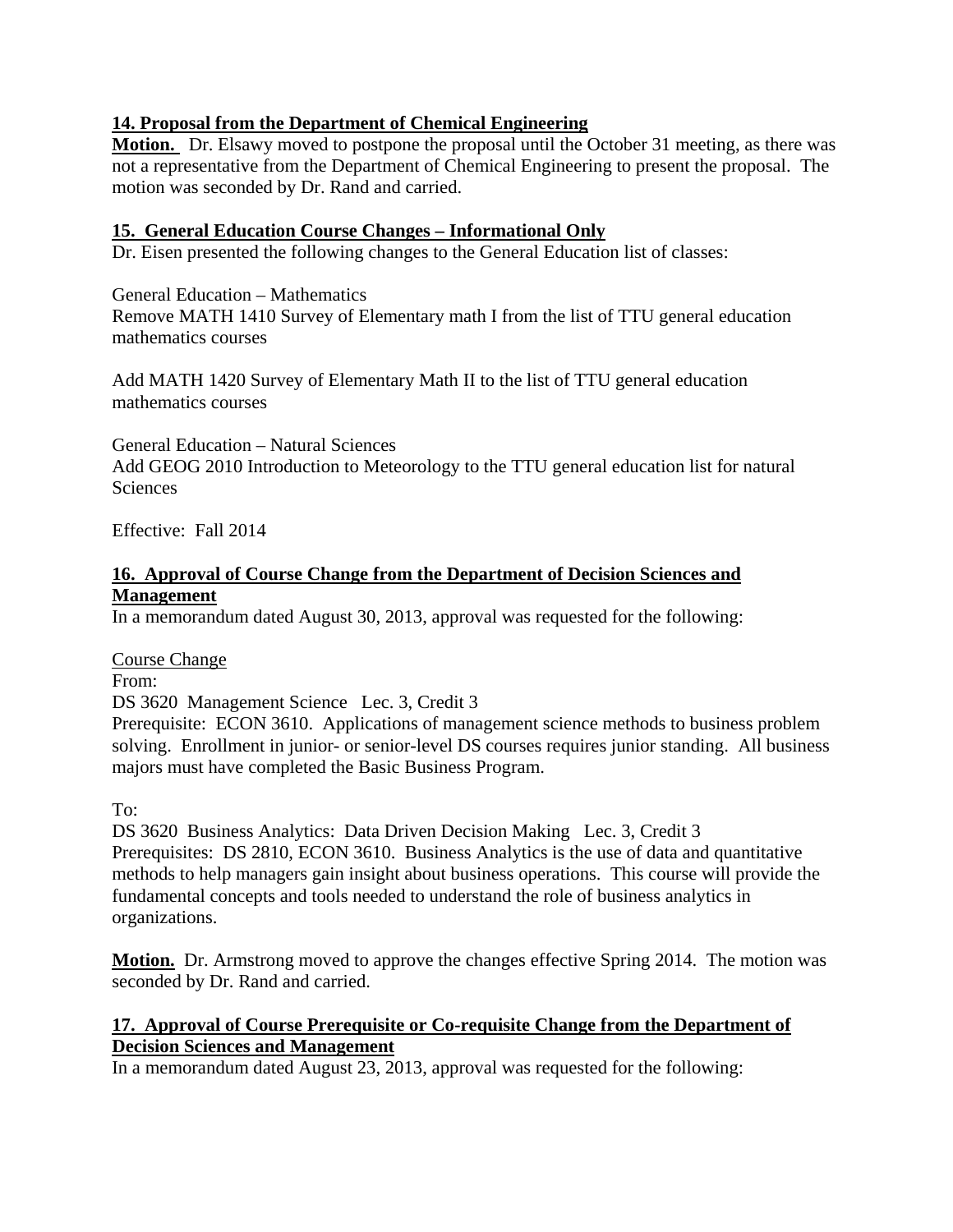**14. Proposal from the Department of Chemical Engineering**

**Motion.** Dr. Elsawy moved to postpone the proposal until the October 31 meeting, as there was not a representative from the Department of Chemical Engineering to present the proposal. The motion was seconded by Dr. Rand and carried.

**15. General Education Course Changes – Informational Only**

Dr. Eisen presented the following changes to the General Education list of classes:

General Education – Mathematics
Remove MATH 1410 Survey of Elementary math I from the list of TTU general education mathematics courses

Add MATH 1420 Survey of Elementary Math II to the list of TTU general education mathematics courses

General Education – Natural Sciences
Add GEOG 2010 Introduction to Meteorology to the TTU general education list for natural Sciences

Effective: Fall 2014

**16. Approval of Course Change from the Department of Decision Sciences and Management**

In a memorandum dated August 30, 2013, approval was requested for the following:

Course Change
From:
DS 3620 Management Science Lec. 3, Credit 3
Prerequisite: ECON 3610. Applications of management science methods to business problem solving. Enrollment in junior- or senior-level DS courses requires junior standing. All business majors must have completed the Basic Business Program.

To:
DS 3620 Business Analytics: Data Driven Decision Making Lec. 3, Credit 3
Prerequisites: DS 2810, ECON 3610. Business Analytics is the use of data and quantitative methods to help managers gain insight about business operations. This course will provide the fundamental concepts and tools needed to understand the role of business analytics in organizations.

**Motion.** Dr. Armstrong moved to approve the changes effective Spring 2014. The motion was seconded by Dr. Rand and carried.

**17. Approval of Course Prerequisite or Co-requisite Change from the Department of Decision Sciences and Management**

In a memorandum dated August 23, 2013, approval was requested for the following: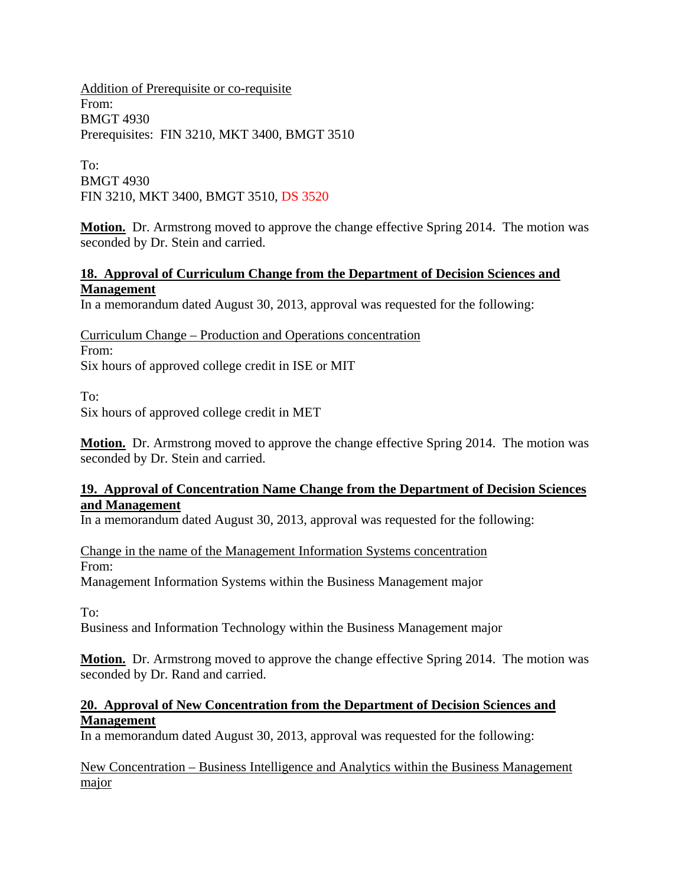Addition of Prerequisite or co-requisite
From:
BMGT 4930
Prerequisites: FIN 3210, MKT 3400, BMGT 3510

To:
BMGT 4930
FIN 3210, MKT 3400, BMGT 3510, DS 3520

**Motion.** Dr. Armstrong moved to approve the change effective Spring 2014. The motion was seconded by Dr. Stein and carried.

**18. Approval of Curriculum Change from the Department of Decision Sciences and Management**

In a memorandum dated August 30, 2013, approval was requested for the following:

Curriculum Change – Production and Operations concentration
From:
Six hours of approved college credit in ISE or MIT

To:
Six hours of approved college credit in MET

**Motion.** Dr. Armstrong moved to approve the change effective Spring 2014. The motion was seconded by Dr. Stein and carried.

**19. Approval of Concentration Name Change from the Department of Decision Sciences and Management**

In a memorandum dated August 30, 2013, approval was requested for the following:

Change in the name of the Management Information Systems concentration
From:
Management Information Systems within the Business Management major

To:
Business and Information Technology within the Business Management major

**Motion.** Dr. Armstrong moved to approve the change effective Spring 2014. The motion was seconded by Dr. Rand and carried.

**20. Approval of New Concentration from the Department of Decision Sciences and Management**

In a memorandum dated August 30, 2013, approval was requested for the following:

New Concentration – Business Intelligence and Analytics within the Business Management major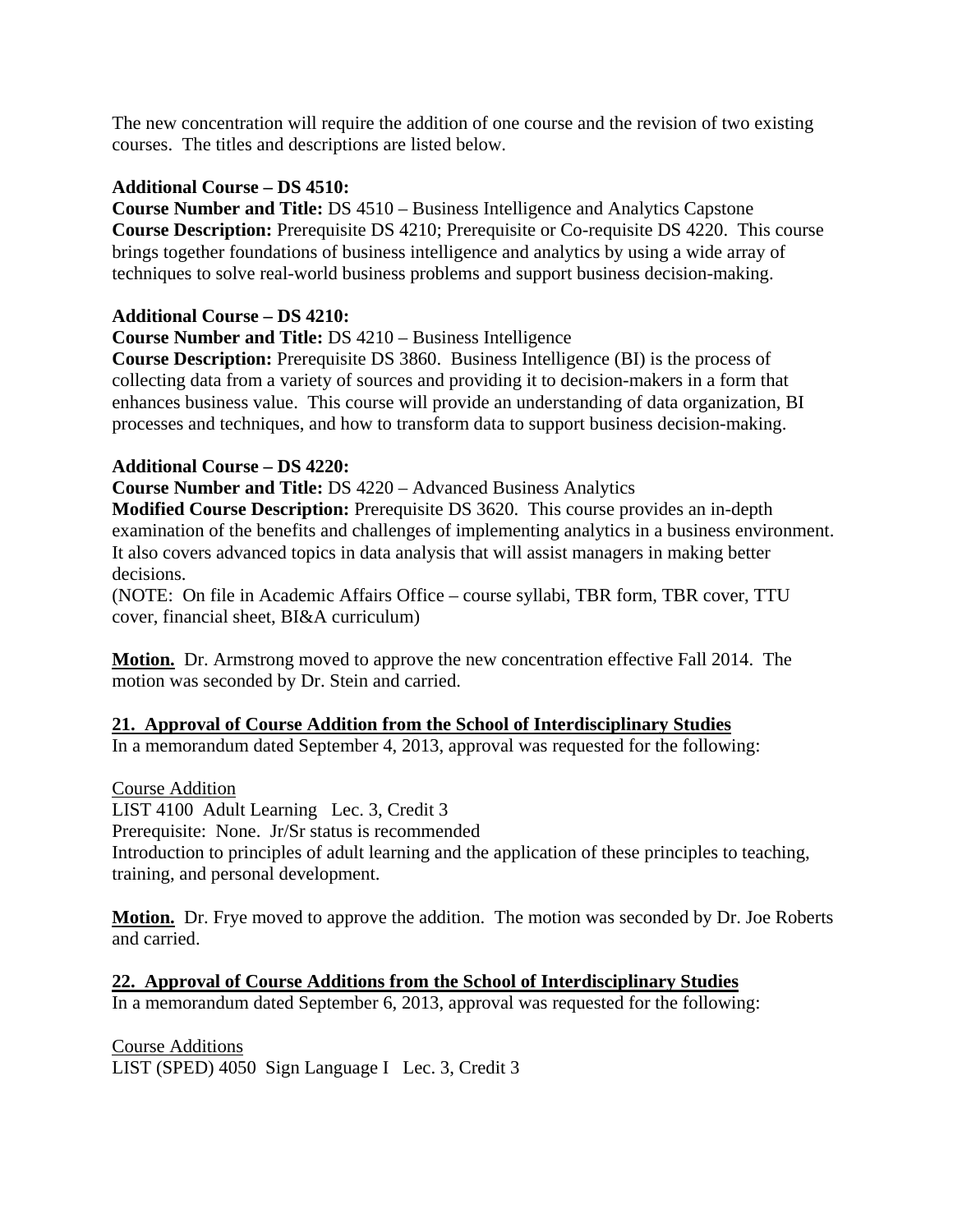The new concentration will require the addition of one course and the revision of two existing courses. The titles and descriptions are listed below.

**Additional Course – DS 4510:**
**Course Number and Title:** DS 4510 – Business Intelligence and Analytics Capstone
**Course Description:** Prerequisite DS 4210; Prerequisite or Co-requisite DS 4220. This course brings together foundations of business intelligence and analytics by using a wide array of techniques to solve real-world business problems and support business decision-making.

**Additional Course – DS 4210:**
**Course Number and Title:** DS 4210 – Business Intelligence
**Course Description:** Prerequisite DS 3860. Business Intelligence (BI) is the process of collecting data from a variety of sources and providing it to decision-makers in a form that enhances business value. This course will provide an understanding of data organization, BI processes and techniques, and how to transform data to support business decision-making.

**Additional Course – DS 4220:**
**Course Number and Title:** DS 4220 – Advanced Business Analytics
**Modified Course Description:** Prerequisite DS 3620. This course provides an in-depth examination of the benefits and challenges of implementing analytics in a business environment. It also covers advanced topics in data analysis that will assist managers in making better decisions.
(NOTE: On file in Academic Affairs Office – course syllabi, TBR form, TBR cover, TTU cover, financial sheet, BI&A curriculum)

**Motion.** Dr. Armstrong moved to approve the new concentration effective Fall 2014. The motion was seconded by Dr. Stein and carried.

**21. Approval of Course Addition from the School of Interdisciplinary Studies**
In a memorandum dated September 4, 2013, approval was requested for the following:

Course Addition
LIST 4100 Adult Learning Lec. 3, Credit 3
Prerequisite: None. Jr/Sr status is recommended
Introduction to principles of adult learning and the application of these principles to teaching, training, and personal development.

**Motion.** Dr. Frye moved to approve the addition. The motion was seconded by Dr. Joe Roberts and carried.

**22. Approval of Course Additions from the School of Interdisciplinary Studies**
In a memorandum dated September 6, 2013, approval was requested for the following:

Course Additions
LIST (SPED) 4050 Sign Language I Lec. 3, Credit 3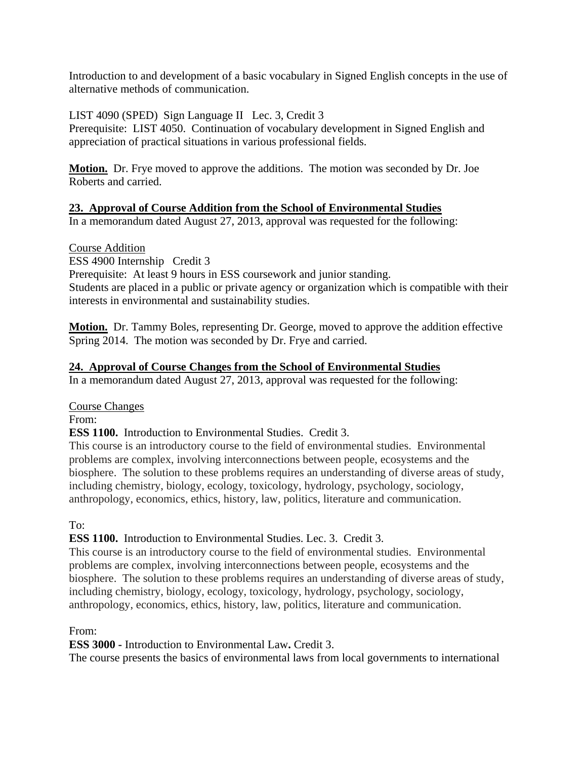Introduction to and development of a basic vocabulary in Signed English concepts in the use of alternative methods of communication.

LIST 4090 (SPED) Sign Language II Lec. 3, Credit 3
Prerequisite: LIST 4050. Continuation of vocabulary development in Signed English and appreciation of practical situations in various professional fields.

**Motion.** Dr. Frye moved to approve the additions. The motion was seconded by Dr. Joe Roberts and carried.

## 23. Approval of Course Addition from the School of Environmental Studies

In a memorandum dated August 27, 2013, approval was requested for the following:

Course Addition
ESS 4900 Internship Credit 3
Prerequisite: At least 9 hours in ESS coursework and junior standing.
Students are placed in a public or private agency or organization which is compatible with their interests in environmental and sustainability studies.

**Motion.** Dr. Tammy Boles, representing Dr. George, moved to approve the addition effective Spring 2014. The motion was seconded by Dr. Frye and carried.

## 24. Approval of Course Changes from the School of Environmental Studies

In a memorandum dated August 27, 2013, approval was requested for the following:

Course Changes
From:
**ESS 1100.** Introduction to Environmental Studies. Credit 3.
This course is an introductory course to the field of environmental studies. Environmental problems are complex, involving interconnections between people, ecosystems and the biosphere. The solution to these problems requires an understanding of diverse areas of study, including chemistry, biology, ecology, toxicology, hydrology, psychology, sociology, anthropology, economics, ethics, history, law, politics, literature and communication.

To:
**ESS 1100.** Introduction to Environmental Studies. Lec. 3. Credit 3.
This course is an introductory course to the field of environmental studies. Environmental problems are complex, involving interconnections between people, ecosystems and the biosphere. The solution to these problems requires an understanding of diverse areas of study, including chemistry, biology, ecology, toxicology, hydrology, psychology, sociology, anthropology, economics, ethics, history, law, politics, literature and communication.

From:
**ESS 3000 -** Introduction to Environmental Law**.** Credit 3.
The course presents the basics of environmental laws from local governments to international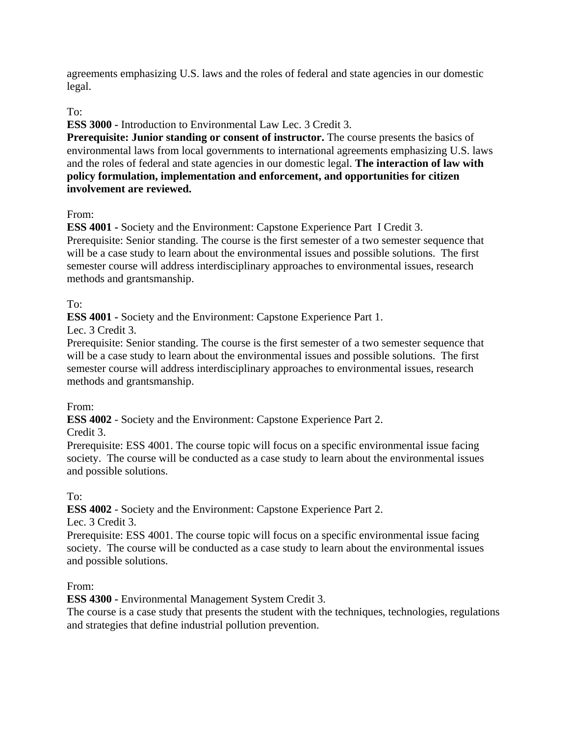agreements emphasizing U.S. laws and the roles of federal and state agencies in our domestic legal.

To:

**ESS 3000 -** Introduction to Environmental Law Lec. 3 Credit 3.

**Prerequisite: Junior standing or consent of instructor.** The course presents the basics of environmental laws from local governments to international agreements emphasizing U.S. laws and the roles of federal and state agencies in our domestic legal. **The interaction of law with policy formulation, implementation and enforcement, and opportunities for citizen involvement are reviewed.**

From:

**ESS 4001 -** Society and the Environment: Capstone Experience Part I Credit 3.
Prerequisite: Senior standing. The course is the first semester of a two semester sequence that will be a case study to learn about the environmental issues and possible solutions. The first semester course will address interdisciplinary approaches to environmental issues, research methods and grantsmanship.

To:

**ESS 4001 -** Society and the Environment: Capstone Experience Part 1.
Lec. 3 Credit 3.
Prerequisite: Senior standing. The course is the first semester of a two semester sequence that will be a case study to learn about the environmental issues and possible solutions. The first semester course will address interdisciplinary approaches to environmental issues, research methods and grantsmanship.

From:

**ESS 4002** - Society and the Environment: Capstone Experience Part 2.
Credit 3.
Prerequisite: ESS 4001. The course topic will focus on a specific environmental issue facing society. The course will be conducted as a case study to learn about the environmental issues and possible solutions.

To:

**ESS 4002** - Society and the Environment: Capstone Experience Part 2.
Lec. 3 Credit 3.
Prerequisite: ESS 4001. The course topic will focus on a specific environmental issue facing society. The course will be conducted as a case study to learn about the environmental issues and possible solutions.

From:

**ESS 4300 -** Environmental Management System Credit 3.
The course is a case study that presents the student with the techniques, technologies, regulations and strategies that define industrial pollution prevention.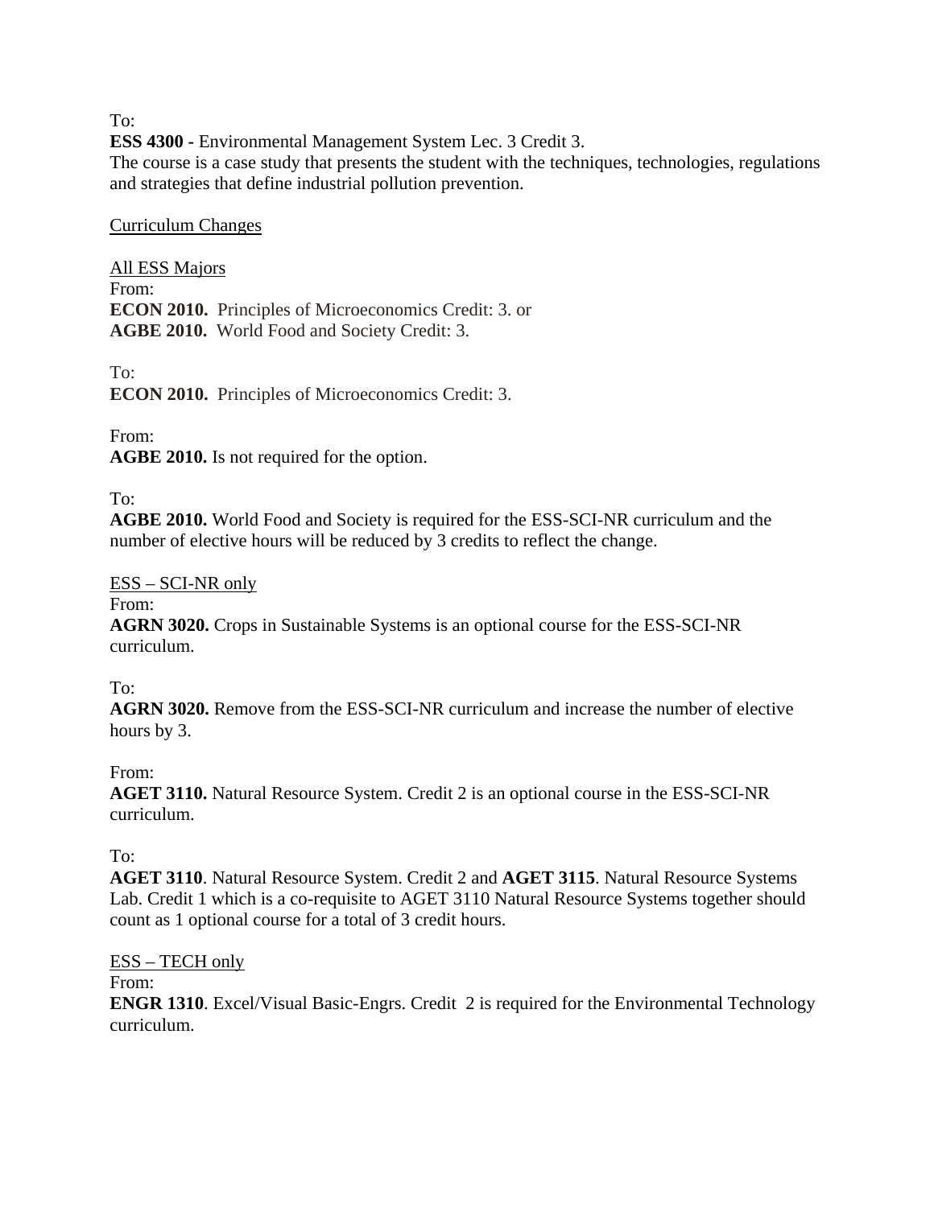To:
**ESS 4300 -** Environmental Management System Lec. 3 Credit 3.
The course is a case study that presents the student with the techniques, technologies, regulations and strategies that define industrial pollution prevention.

Curriculum Changes

All ESS Majors
From:
**ECON 2010.** Principles of Microeconomics Credit: 3. or
**AGBE 2010.** World Food and Society Credit: 3.

To:
**ECON 2010.** Principles of Microeconomics Credit: 3.

From:
**AGBE 2010.** Is not required for the option.

To:
**AGBE 2010.** World Food and Society is required for the ESS-SCI-NR curriculum and the number of elective hours will be reduced by 3 credits to reflect the change.

ESS – SCI-NR only
From:
**AGRN 3020.** Crops in Sustainable Systems is an optional course for the ESS-SCI-NR curriculum.

To:
**AGRN 3020.** Remove from the ESS-SCI-NR curriculum and increase the number of elective hours by 3.

From:
**AGET 3110.** Natural Resource System. Credit 2 is an optional course in the ESS-SCI-NR curriculum.

To:
**AGET 3110**. Natural Resource System. Credit 2 and **AGET 3115**. Natural Resource Systems Lab. Credit 1 which is a co-requisite to AGET 3110 Natural Resource Systems together should count as 1 optional course for a total of 3 credit hours.

ESS – TECH only
From:
**ENGR 1310**. Excel/Visual Basic-Engrs. Credit 2 is required for the Environmental Technology curriculum.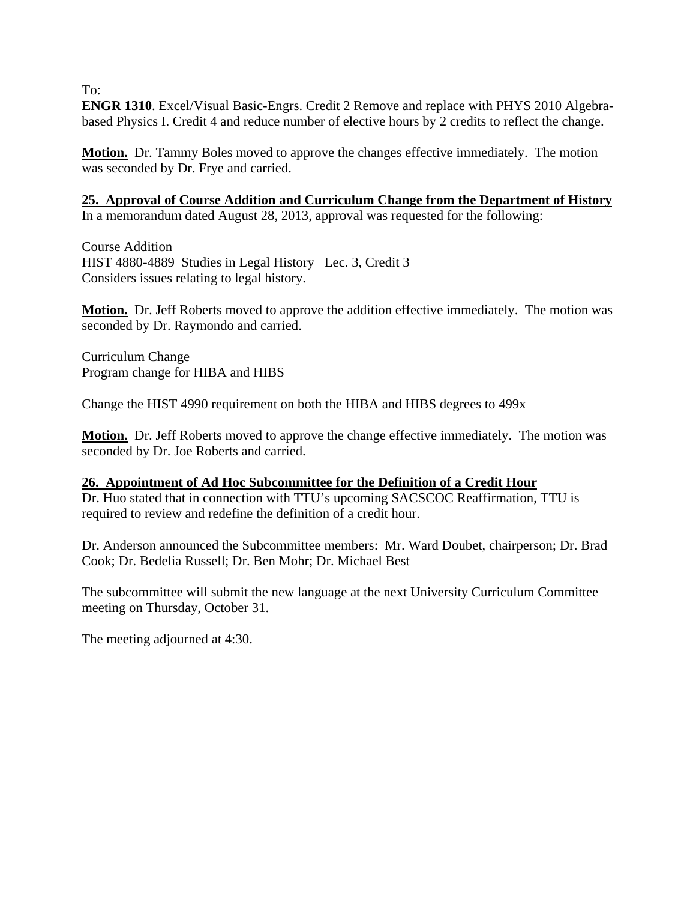To:

**ENGR 1310**. Excel/Visual Basic-Engrs. Credit 2 Remove and replace with PHYS 2010 Algebra-based Physics I. Credit 4 and reduce number of elective hours by 2 credits to reflect the change.

**Motion.** Dr. Tammy Boles moved to approve the changes effective immediately. The motion was seconded by Dr. Frye and carried.

**25. Approval of Course Addition and Curriculum Change from the Department of History**

In a memorandum dated August 28, 2013, approval was requested for the following:

Course Addition

HIST 4880-4889 Studies in Legal History Lec. 3, Credit 3

Considers issues relating to legal history.

**Motion.** Dr. Jeff Roberts moved to approve the addition effective immediately. The motion was seconded by Dr. Raymondo and carried.

Curriculum Change

Program change for HIBA and HIBS

Change the HIST 4990 requirement on both the HIBA and HIBS degrees to 499x

**Motion.** Dr. Jeff Roberts moved to approve the change effective immediately. The motion was seconded by Dr. Joe Roberts and carried.

**26. Appointment of Ad Hoc Subcommittee for the Definition of a Credit Hour**

Dr. Huo stated that in connection with TTU's upcoming SACSCOC Reaffirmation, TTU is required to review and redefine the definition of a credit hour.

Dr. Anderson announced the Subcommittee members: Mr. Ward Doubet, chairperson; Dr. Brad Cook; Dr. Bedelia Russell; Dr. Ben Mohr; Dr. Michael Best

The subcommittee will submit the new language at the next University Curriculum Committee meeting on Thursday, October 31.

The meeting adjourned at 4:30.